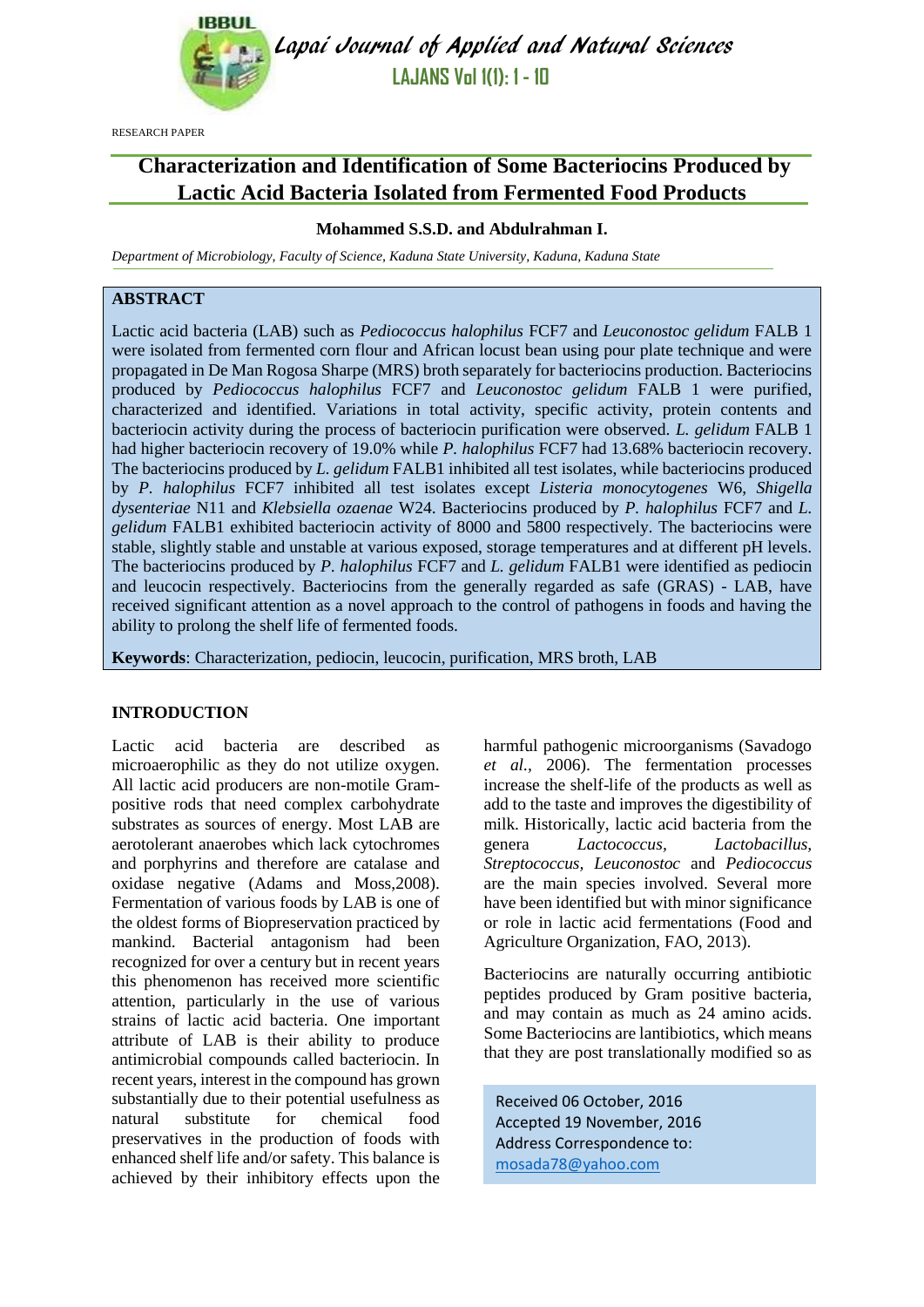RESEARCH PAPER

# Characterization and Identification of Some Bacteriocins Produced by Lactic Acid Bacteria Isolated from Fermented Food Products

**Mohammed S.S.D. and Abdulrahman I.**

*Department of Microbiology, Faculty of Science, Kaduna State University, Kaduna, Kaduna State*

## ABSTRACT

Lactic acid bacteria (LAB) such as *Pediococcus halophilus* FCF7 and *Leuconostoc gelidum* FALB 1 were isolated from fermented corn flour and African locust bean using pour plate technique and were propagated in De Man Rogosa Sharpe (MRS) broth separately for bacteriocins production. Bacteriocins produced by *Pediococcus halophilus* FCF7 and *Leuconostoc gelidum* FALB 1 were purified, characterized and identified. Variations in total activity, specific activity, protein contents and bacteriocin activity during the process of bacteriocin purification were observed. *L. gelidum* FALB 1 had higher bacteriocin recovery of 19.0% while *P. halophilus* FCF7 had 13.68% bacteriocin recovery. The bacteriocins produced by *L. gelidum* FALB1 inhibited all test isolates, while bacteriocins produced by *P. halophilus* FCF7 inhibited all test isolates except *Listeria monocytogenes* W6, *Shigella dysenteriae* N11 and *Klebsiella ozaenae* W24. Bacteriocins produced by *P. halophilus* FCF7 and *L. gelidum* FALB1 exhibited bacteriocin activity of 8000 and 5800 respectively. The bacteriocins were stable, slightly stable and unstable at various exposed, storage temperatures and at different pH levels. The bacteriocins produced by *P. halophilus* FCF7 and *L. gelidum* FALB1 were identified as pediocin and leucocin respectively. Bacteriocins from the generally regarded as safe (GRAS) - LAB, have received significant attention as a novel approach to the control of pathogens in foods and having the ability to prolong the shelf life of fermented foods.

**Keywords**: Characterization, pediocin, leucocin, purification, MRS broth, LAB

## INTRODUCTION

Lactic acid bacteria are described as microaerophilic as they do not utilize oxygen. All lactic acid producers are non-motile Gram-positive rods that need complex carbohydrate substrates as sources of energy. Most LAB are aerotolerant anaerobes which lack cytochromes and porphyrins and therefore are catalase and oxidase negative (Adams and Moss,2008). Fermentation of various foods by LAB is one of the oldest forms of Biopreservation practiced by mankind. Bacterial antagonism had been recognized for over a century but in recent years this phenomenon has received more scientific attention, particularly in the use of various strains of lactic acid bacteria. One important attribute of LAB is their ability to produce antimicrobial compounds called bacteriocin. In recent years, interest in the compound has grown substantially due to their potential usefulness as natural substitute for chemical food preservatives in the production of foods with enhanced shelf life and/or safety. This balance is achieved by their inhibitory effects upon the harmful pathogenic microorganisms (Savadogo *et al.*, 2006). The fermentation processes increase the shelf-life of the products as well as add to the taste and improves the digestibility of milk. Historically, lactic acid bacteria from the genera *Lactococcus, Lactobacillus, Streptococcus, Leuconostoc* and *Pediococcus* are the main species involved. Several more have been identified but with minor significance or role in lactic acid fermentations (Food and Agriculture Organization, FAO, 2013).

Bacteriocins are naturally occurring antibiotic peptides produced by Gram positive bacteria, and may contain as much as 24 amino acids. Some Bacteriocins are lantibiotics, which means that they are post translationally modified so as

Received 06 October, 2016
Accepted 19 November, 2016
Address Correspondence to:
mosada78@yahoo.com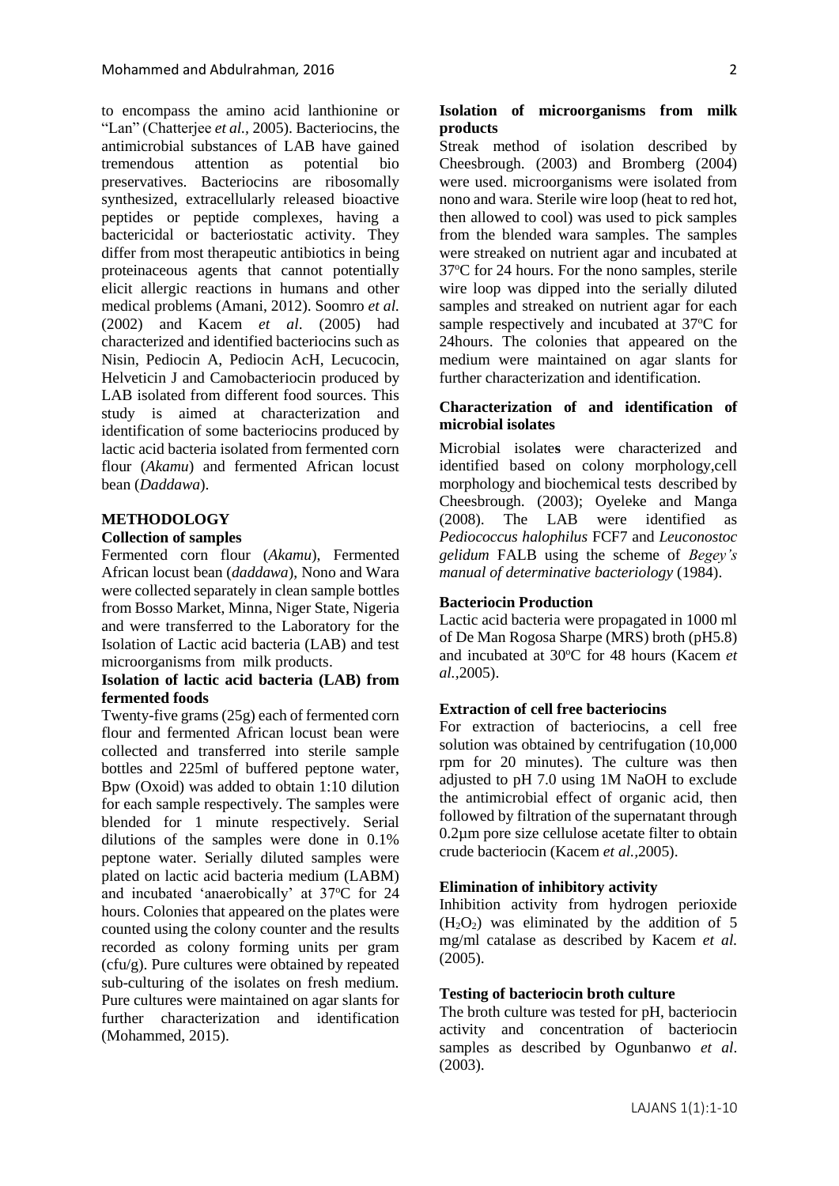to encompass the amino acid lanthionine or "Lan" (Chatterjee *et al.*, 2005). Bacteriocins, the antimicrobial substances of LAB have gained tremendous attention as potential bio preservatives. Bacteriocins are ribosomally synthesized, extracellularly released bioactive peptides or peptide complexes, having a bactericidal or bacteriostatic activity. They differ from most therapeutic antibiotics in being proteinaceous agents that cannot potentially elicit allergic reactions in humans and other medical problems (Amani, 2012). Soomro *et al.* (2002) and Kacem *et al*. (2005) had characterized and identified bacteriocins such as Nisin, Pediocin A, Pediocin AcH, Lecucocin, Helveticin J and Camobacteriocin produced by LAB isolated from different food sources. This study is aimed at characterization and identification of some bacteriocins produced by lactic acid bacteria isolated from fermented corn flour (*Akamu*) and fermented African locust bean (*Daddawa*).

## METHODOLOGY

### Collection of samples

Fermented corn flour (*Akamu*), Fermented African locust bean (*daddawa*), Nono and Wara were collected separately in clean sample bottles from Bosso Market, Minna, Niger State, Nigeria and were transferred to the Laboratory for the Isolation of Lactic acid bacteria (LAB) and test microorganisms from milk products.

### Isolation of lactic acid bacteria (LAB) from fermented foods

Twenty-five grams (25g) each of fermented corn flour and fermented African locust bean were collected and transferred into sterile sample bottles and 225ml of buffered peptone water, Bpw (Oxoid) was added to obtain 1:10 dilution for each sample respectively. The samples were blended for 1 minute respectively. Serial dilutions of the samples were done in 0.1% peptone water. Serially diluted samples were plated on lactic acid bacteria medium (LABM) and incubated 'anaerobically' at 37°C for 24 hours. Colonies that appeared on the plates were counted using the colony counter and the results recorded as colony forming units per gram (cfu/g). Pure cultures were obtained by repeated sub-culturing of the isolates on fresh medium. Pure cultures were maintained on agar slants for further characterization and identification (Mohammed, 2015).

### Isolation of microorganisms from milk products

Streak method of isolation described by Cheesbrough. (2003) and Bromberg (2004) were used. microorganisms were isolated from nono and wara. Sterile wire loop (heat to red hot, then allowed to cool) was used to pick samples from the blended wara samples. The samples were streaked on nutrient agar and incubated at 37°C for 24 hours. For the nono samples, sterile wire loop was dipped into the serially diluted samples and streaked on nutrient agar for each sample respectively and incubated at 37°C for 24hours. The colonies that appeared on the medium were maintained on agar slants for further characterization and identification.

### Characterization of and identification of microbial isolates

Microbial isolates were characterized and identified based on colony morphology,cell morphology and biochemical tests described by Cheesbrough. (2003); Oyeleke and Manga (2008). The LAB were identified as *Pediococcus halophilus* FCF7 and *Leuconostoc gelidum* FALB using the scheme of *Begey's manual of determinative bacteriology* (1984).

### Bacteriocin Production

Lactic acid bacteria were propagated in 1000 ml of De Man Rogosa Sharpe (MRS) broth (pH5.8) and incubated at 30°C for 48 hours (Kacem *et al.*,2005).

### Extraction of cell free bacteriocins

For extraction of bacteriocins, a cell free solution was obtained by centrifugation (10,000 rpm for 20 minutes). The culture was then adjusted to pH 7.0 using 1M NaOH to exclude the antimicrobial effect of organic acid, then followed by filtration of the supernatant through 0.2µm pore size cellulose acetate filter to obtain crude bacteriocin (Kacem *et al.*,2005).

### Elimination of inhibitory activity

Inhibition activity from hydrogen perioxide ($H_2O_2$) was eliminated by the addition of 5 mg/ml catalase as described by Kacem *et al.* (2005).

### Testing of bacteriocin broth culture

The broth culture was tested for pH, bacteriocin activity and concentration of bacteriocin samples as described by Ogunbanwo *et al*. (2003).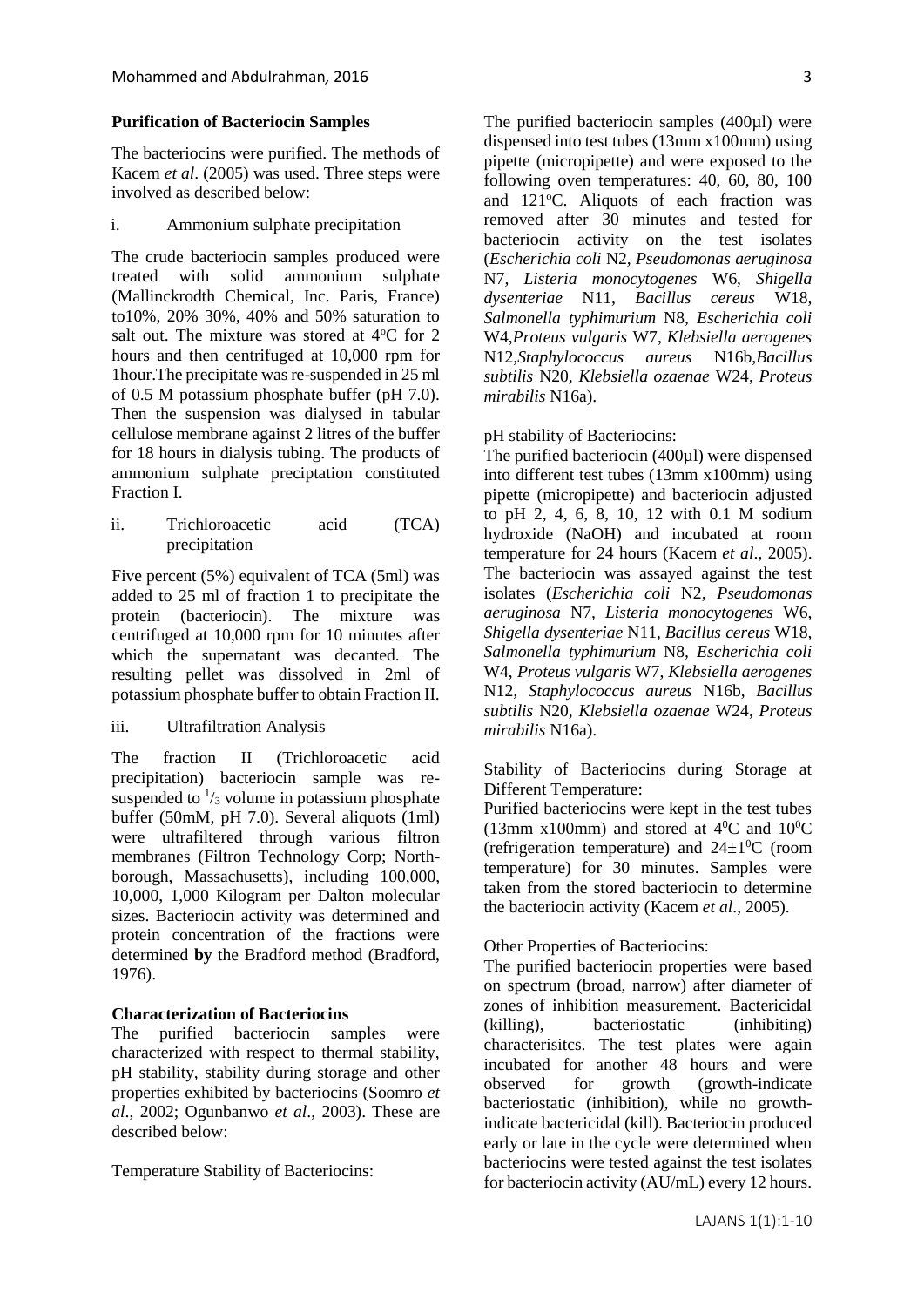### Purification of Bacteriocin Samples

The bacteriocins were purified. The methods of Kacem *et al*. (2005) was used. Three steps were involved as described below:

i. Ammonium sulphate precipitation

The crude bacteriocin samples produced were treated with solid ammonium sulphate (Mallinckrodth Chemical, Inc. Paris, France) to10%, 20% 30%, 40% and 50% saturation to salt out. The mixture was stored at 4°C for 2 hours and then centrifuged at 10,000 rpm for 1hour.The precipitate was re-suspended in 25 ml of 0.5 M potassium phosphate buffer (pH 7.0). Then the suspension was dialysed in tabular cellulose membrane against 2 litres of the buffer for 18 hours in dialysis tubing. The products of ammonium sulphate preciptation constituted Fraction I.

ii. Trichloroacetic acid (TCA) precipitation

Five percent (5%) equivalent of TCA (5ml) was added to 25 ml of fraction 1 to precipitate the protein (bacteriocin). The mixture was centrifuged at 10,000 rpm for 10 minutes after which the supernatant was decanted. The resulting pellet was dissolved in 2ml of potassium phosphate buffer to obtain Fraction II.

iii. Ultrafiltration Analysis

The fraction II (Trichloroacetic acid precipitation) bacteriocin sample was re-suspended to $^{1}/_{3}$ volume in potassium phosphate buffer (50mM, pH 7.0). Several aliquots (1ml) were ultrafiltered through various filtron membranes (Filtron Technology Corp; North-borough, Massachusetts), including 100,000, 10,000, 1,000 Kilogram per Dalton molecular sizes. Bacteriocin activity was determined and protein concentration of the fractions were determined **by** the Bradford method (Bradford, 1976).

### Characterization of Bacteriocins

The purified bacteriocin samples were characterized with respect to thermal stability, pH stability, stability during storage and other properties exhibited by bacteriocins (Soomro *et al*., 2002; Ogunbanwo *et al*., 2003). These are described below:

Temperature Stability of Bacteriocins:

The purified bacteriocin samples (400µl) were dispensed into test tubes (13mm x100mm) using pipette (micropipette) and were exposed to the following oven temperatures: 40, 60, 80, 100 and 121°C. Aliquots of each fraction was removed after 30 minutes and tested for bacteriocin activity on the test isolates (*Escherichia coli* N2, *Pseudomonas aeruginosa* N7, *Listeria monocytogenes* W6, *Shigella dysenteriae* N11, *Bacillus cereus* W18, *Salmonella typhimurium* N8, *Escherichia coli* W4,*Proteus vulgaris* W7, *Klebsiella aerogenes* N12,*Staphylococcus aureus* N16b,*Bacillus subtilis* N20, *Klebsiella ozaenae* W24, *Proteus mirabilis* N16a).

pH stability of Bacteriocins:

The purified bacteriocin (400µl) were dispensed into different test tubes (13mm x100mm) using pipette (micropipette) and bacteriocin adjusted to pH 2, 4, 6, 8, 10, 12 with 0.1 M sodium hydroxide (NaOH) and incubated at room temperature for 24 hours (Kacem *et al*., 2005). The bacteriocin was assayed against the test isolates (*Escherichia coli* N2, *Pseudomonas aeruginosa* N7, *Listeria monocytogenes* W6, *Shigella dysenteriae* N11, *Bacillus cereus* W18, *Salmonella typhimurium* N8, *Escherichia coli* W4, *Proteus vulgaris* W7, *Klebsiella aerogenes* N12, *Staphylococcus aureus* N16b, *Bacillus subtilis* N20, *Klebsiella ozaenae* W24, *Proteus mirabilis* N16a).

Stability of Bacteriocins during Storage at Different Temperature:

Purified bacteriocins were kept in the test tubes (13mm x100mm) and stored at 4⁰C and 10⁰C (refrigeration temperature) and 24±1⁰C (room temperature) for 30 minutes. Samples were taken from the stored bacteriocin to determine the bacteriocin activity (Kacem *et al*., 2005).

Other Properties of Bacteriocins:

The purified bacteriocin properties were based on spectrum (broad, narrow) after diameter of zones of inhibition measurement. Bactericidal (killing), bacteriostatic (inhibiting) characterisitcs. The test plates were again incubated for another 48 hours and were observed for growth (growth-indicate bacteriostatic (inhibition), while no growth-indicate bactericidal (kill). Bacteriocin produced early or late in the cycle were determined when bacteriocins were tested against the test isolates for bacteriocin activity (AU/mL) every 12 hours.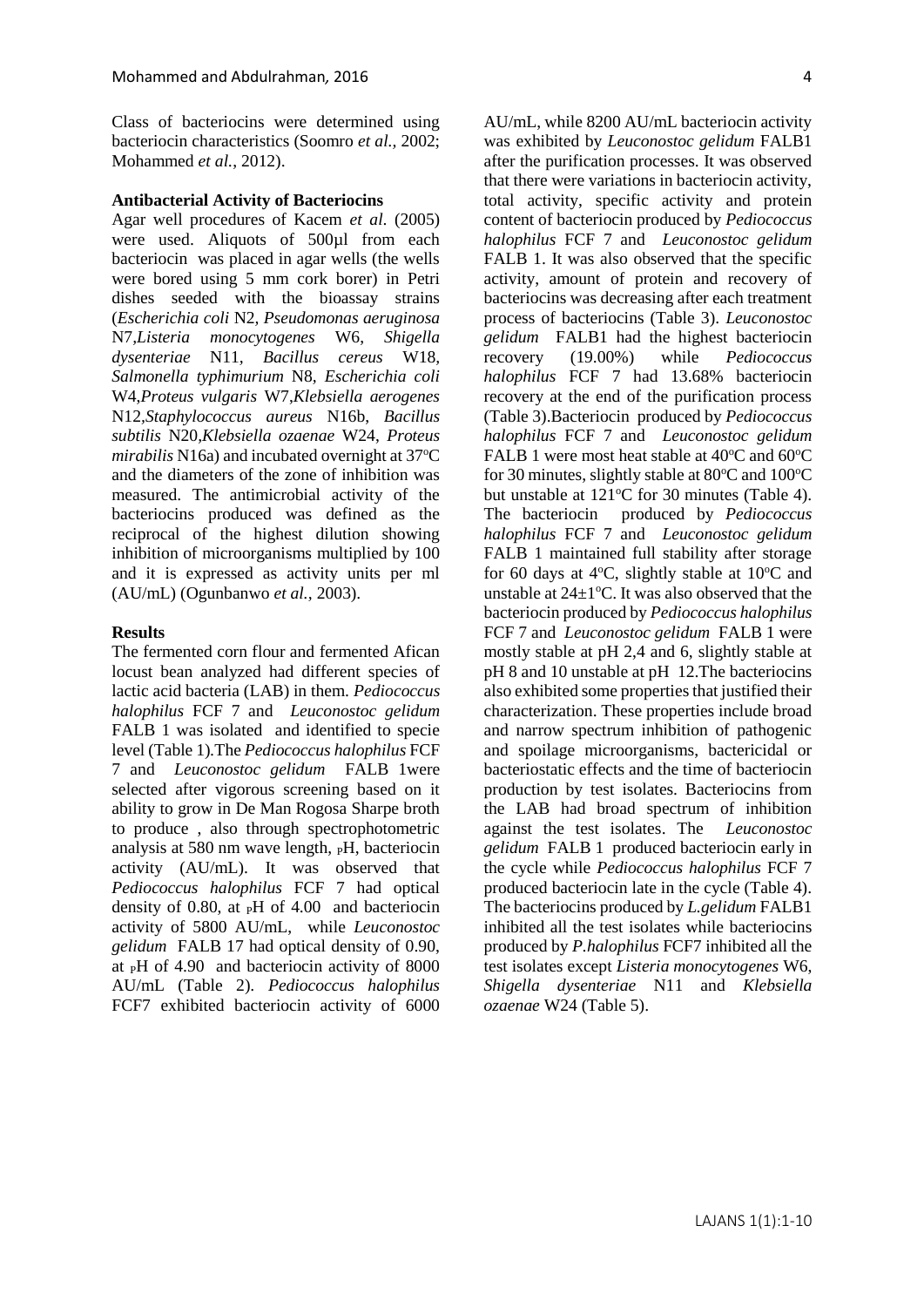Class of bacteriocins were determined using bacteriocin characteristics (Soomro *et al.*, 2002; Mohammed *et al.*, 2012).

**Antibacterial Activity of Bacteriocins**

Agar well procedures of Kacem *et al.* (2005) were used. Aliquots of 500µl from each bacteriocin was placed in agar wells (the wells were bored using 5 mm cork borer) in Petri dishes seeded with the bioassay strains (*Escherichia coli* N2, *Pseudomonas aeruginosa* N7,*Listeria monocytogenes* W6, *Shigella dysenteriae* N11, *Bacillus cereus* W18, *Salmonella typhimurium* N8, *Escherichia coli* W4,*Proteus vulgaris* W7,*Klebsiella aerogenes* N12,*Staphylococcus aureus* N16b, *Bacillus subtilis* N20,*Klebsiella ozaenae* W24, *Proteus mirabilis* N16a) and incubated overnight at 37ºC and the diameters of the zone of inhibition was measured. The antimicrobial activity of the bacteriocins produced was defined as the reciprocal of the highest dilution showing inhibition of microorganisms multiplied by 100 and it is expressed as activity units per ml (AU/mL) (Ogunbanwo *et al.*, 2003).

**Results**

The fermented corn flour and fermented Afican locust bean analyzed had different species of lactic acid bacteria (LAB) in them. *Pediococcus halophilus* FCF 7 and *Leuconostoc gelidum* FALB 1 was isolated and identified to specie level (Table 1).The *Pediococcus halophilus* FCF 7 and *Leuconostoc gelidum* FALB 1were selected after vigorous screening based on it ability to grow in De Man Rogosa Sharpe broth to produce , also through spectrophotometric analysis at 580 nm wave length, $_P$H, bacteriocin activity (AU/mL). It was observed that *Pediococcus halophilus* FCF 7 had optical density of 0.80, at $_P$H of 4.00 and bacteriocin activity of 5800 AU/mL, while *Leuconostoc gelidum* FALB 17 had optical density of 0.90, at $_P$H of 4.90 and bacteriocin activity of 8000 AU/mL (Table 2). *Pediococcus halophilus* FCF7 exhibited bacteriocin activity of 6000 AU/mL, while 8200 AU/mL bacteriocin activity was exhibited by *Leuconostoc gelidum* FALB1 after the purification processes. It was observed that there were variations in bacteriocin activity, total activity, specific activity and protein content of bacteriocin produced by *Pediococcus halophilus* FCF 7 and *Leuconostoc gelidum* FALB 1. It was also observed that the specific activity, amount of protein and recovery of bacteriocins was decreasing after each treatment process of bacteriocins (Table 3). *Leuconostoc gelidum* FALB1 had the highest bacteriocin recovery (19.00%) while *Pediococcus halophilus* FCF 7 had 13.68% bacteriocin recovery at the end of the purification process (Table 3).Bacteriocin produced by *Pediococcus halophilus* FCF 7 and *Leuconostoc gelidum* FALB 1 were most heat stable at 40ºC and 60ºC for 30 minutes, slightly stable at 80ºC and 100ºC but unstable at 121ºC for 30 minutes (Table 4). The bacteriocin produced by *Pediococcus halophilus* FCF 7 and *Leuconostoc gelidum* FALB 1 maintained full stability after storage for 60 days at 4ºC, slightly stable at 10ºC and unstable at 24±1ºC. It was also observed that the bacteriocin produced by *Pediococcus halophilus* FCF 7 and *Leuconostoc gelidum* FALB 1 were mostly stable at pH 2,4 and 6, slightly stable at pH 8 and 10 unstable at pH 12.The bacteriocins also exhibited some properties that justified their characterization. These properties include broad and narrow spectrum inhibition of pathogenic and spoilage microorganisms, bactericidal or bacteriostatic effects and the time of bacteriocin production by test isolates. Bacteriocins from the LAB had broad spectrum of inhibition against the test isolates. The *Leuconostoc gelidum* FALB 1 produced bacteriocin early in the cycle while *Pediococcus halophilus* FCF 7 produced bacteriocin late in the cycle (Table 4). The bacteriocins produced by *L.gelidum* FALB1 inhibited all the test isolates while bacteriocins produced by *P.halophilus* FCF7 inhibited all the test isolates except *Listeria monocytogenes* W6, *Shigella dysenteriae* N11 and *Klebsiella ozaenae* W24 (Table 5).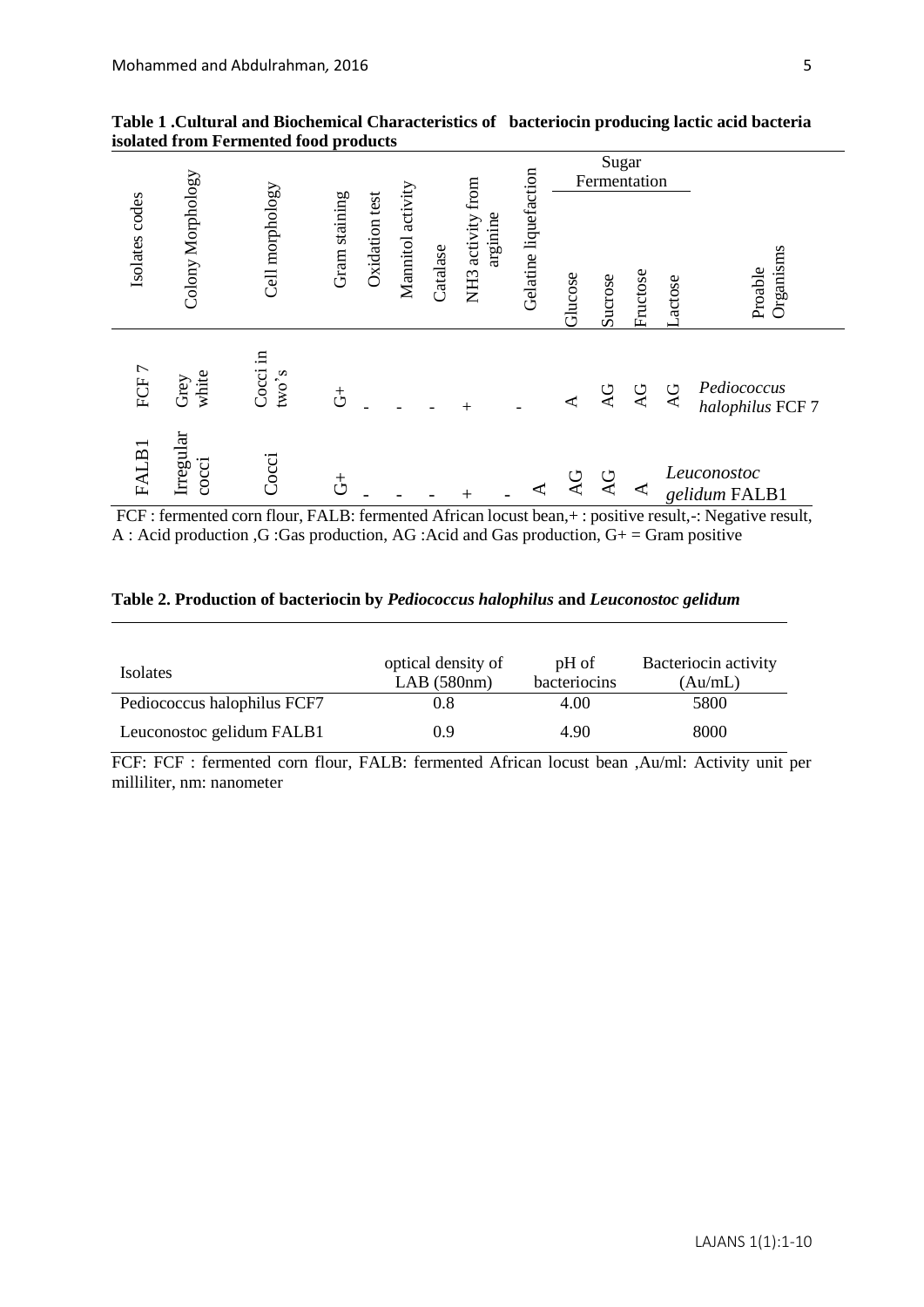**Table 1 .Cultural and Biochemical Characteristics of bacteriocin producing lactic acid bacteria isolated from Fermented food products**

| Isolates codes | Colony Morphology | Cell morphology | Gram staining | Oxidation test | Mannitol activity | Catalase | NH3 activity from arginine | Gelatine liquefaction | Sugar Fermentation | | | | Proable Organisms |
|---|---|---|---|---|---|---|---|---|---|---|---|---|---|
| | | | | | | | | | Glucose | Sucrose | Fructose | Lactose | |
| FCF 7 | Grey white | Cocci in two's | G+ | - | - | - | + | - | A | AG | AG | AG | *Pediococcus halophilus* FCF 7 |
| FALB1 | Irregular cocci | Cocci | G+ | - | - | - | + | - | A | AG | AG | A | *Leuconostoc gelidum* FALB1 |

FCF : fermented corn flour, FALB: fermented African locust bean,+ : positive result,-: Negative result, A : Acid production ,G :Gas production, AG :Acid and Gas production, G+ = Gram positive

**Table 2. Production of bacteriocin by *Pediococcus halophilus* and *Leuconostoc gelidum***

| Isolates | optical density of LAB (580nm) | pH of bacteriocins | Bacteriocin activity (Au/mL) |
|---|---|---|---|
| Pediococcus halophilus FCF7 | 0.8 | 4.00 | 5800 |
| Leuconostoc gelidum FALB1 | 0.9 | 4.90 | 8000 |

FCF: FCF : fermented corn flour, FALB: fermented African locust bean ,Au/ml: Activity unit per milliliter, nm: nanometer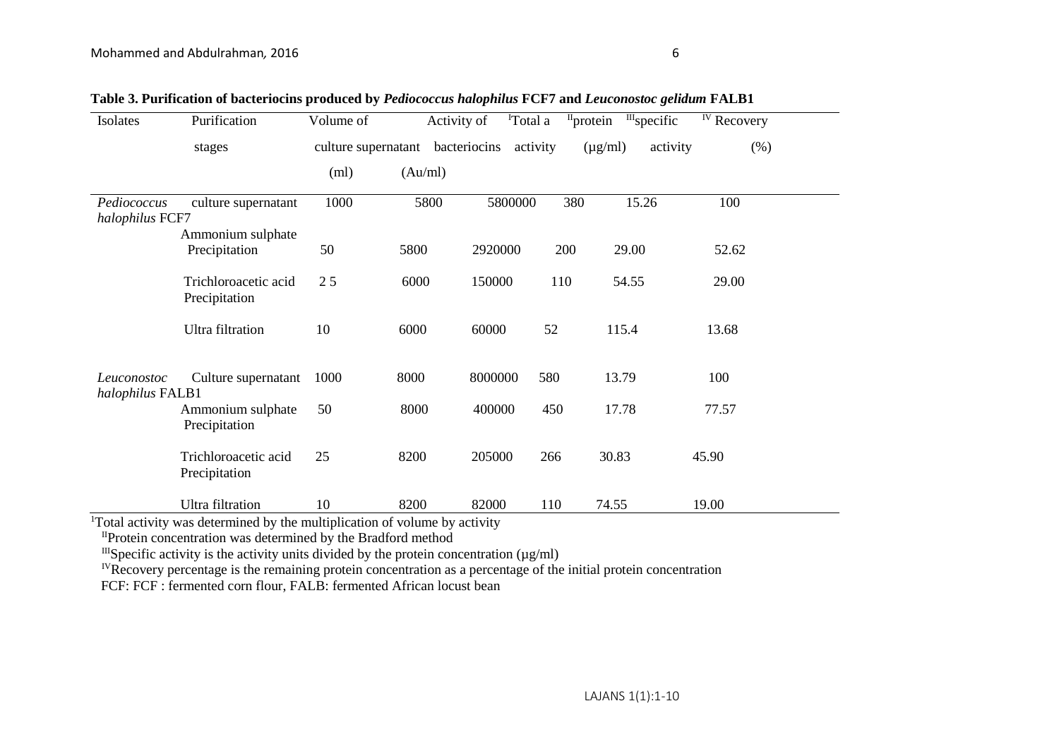**Table 3. Purification of bacteriocins produced by *Pediococcus halophilus* FCF7 and *Leuconostoc gelidum* FALB1**

| Isolates | Purification stages | Volume of culture supernatant (ml) | Activity of bacteriocins (Au/ml) | [I]Total a activity | [II]protein (µg/ml) | [III]specific activity | [IV] Recovery (%) |
|---|---|---|---|---|---|---|---|
| *Pediococcus halophilus* FCF7 | culture supernatant | 1000 | 5800 | 5800000 | 380 | 15.26 | 100 |
| | Ammonium sulphate Precipitation | 50 | 5800 | 2920000 | 200 | 29.00 | 52.62 |
| | Trichloroacetic acid Precipitation | 2 5 | 6000 | 150000 | 110 | 54.55 | 29.00 |
| | Ultra filtration | 10 | 6000 | 60000 | 52 | 115.4 | 13.68 |
| *Leuconostoc halophilus* FALB1 | Culture supernatant | 1000 | 8000 | 8000000 | 580 | 13.79 | 100 |
| | Ammonium sulphate Precipitation | 50 | 8000 | 400000 | 450 | 17.78 | 77.57 |
| | Trichloroacetic acid Precipitation | 25 | 8200 | 205000 | 266 | 30.83 | 45.90 |
| | Ultra filtration | 10 | 8200 | 82000 | 110 | 74.55 | 19.00 |

[I]Total activity was determined by the multiplication of volume by activity

[II]Protein concentration was determined by the Bradford method

[III]Specific activity is the activity units divided by the protein concentration (µg/ml)

[IV]Recovery percentage is the remaining protein concentration as a percentage of the initial protein concentration

FCF: FCF : fermented corn flour, FALB: fermented African locust bean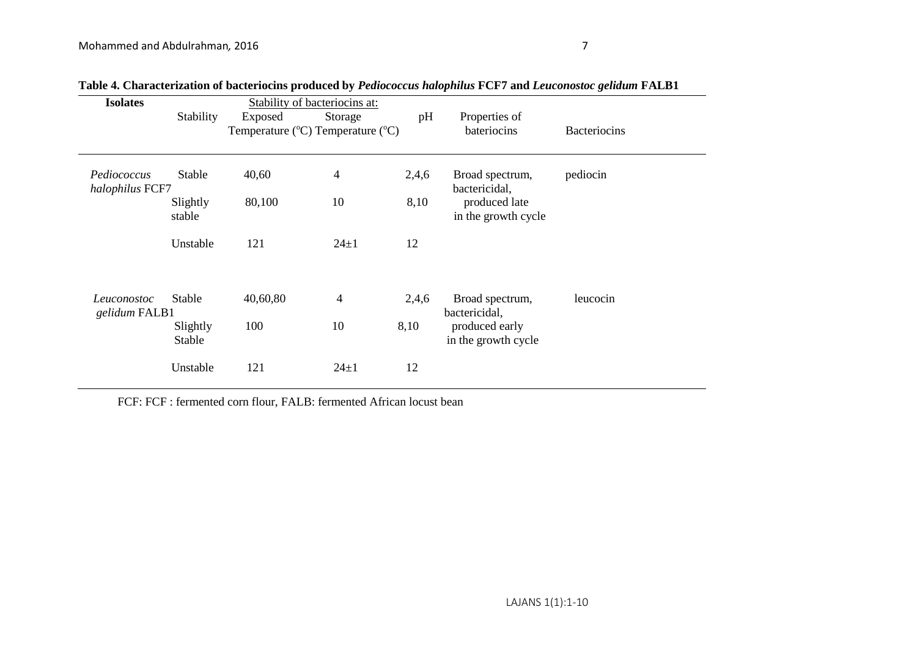**Table 4. Characterization of bacteriocins produced by *Pediococcus halophilus* FCF7 and *Leuconostoc gelidum* FALB1**

| Isolates | Stability of bacteriocins at: | | | | | |
|---|---|---|---|---|---|---|
| | Stability | Exposed Temperature (°C) | Storage Temperature (°C) | pH | Properties of bateriocins | Bacteriocins |
| *Pediococcus halophilus* FCF7 | Stable | 40,60 | 4 | 2,4,6 | Broad spectrum, bactericidal, produced late in the growth cycle | pediocin |
| | Slightly stable | 80,100 | 10 | 8,10 | | |
| | Unstable | 121 | 24±1 | 12 | | |
| *Leuconostoc gelidum* FALB1 | Stable | 40,60,80 | 4 | 2,4,6 | Broad spectrum, bactericidal, produced early in the growth cycle | leucocin |
| | Slightly Stable | 100 | 10 | 8,10 | | |
| | Unstable | 121 | 24±1 | 12 | | |

FCF: FCF : fermented corn flour, FALB: fermented African locust bean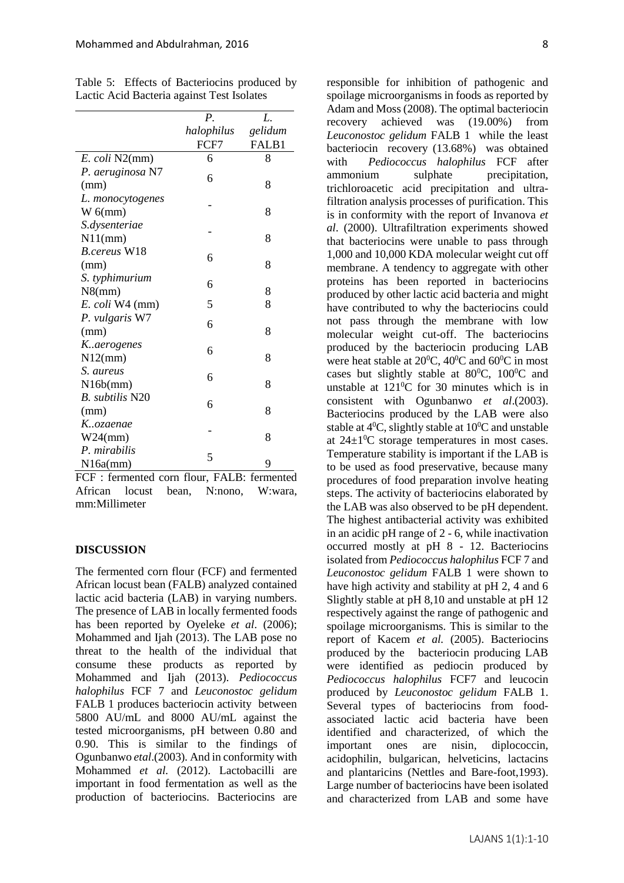Table 5: Effects of Bacteriocins produced by Lactic Acid Bacteria against Test Isolates

| | *P. halophilus* FCF7 | *L. gelidum* FALB1 |
|---|---|---|
| *E. coli* N2(mm) | 6 | 8 |
| *P. aeruginosa* N7 (mm) | 6 | 8 |
| *L. monocytogenes* W 6(mm) | - | 8 |
| *S.dysenteriae* N11(mm) | - | 8 |
| *B.cereus* W18 (mm) | 6 | 8 |
| *S. typhimurium* N8(mm) | 6 | 8 |
| *E. coli* W4 (mm) | 5 | 8 |
| *P. vulgaris* W7 (mm) | 6 | 8 |
| *K..aerogenes* N12(mm) | 6 | 8 |
| *S. aureus* N16b(mm) | 6 | 8 |
| *B. subtilis* N20 (mm) | 6 | 8 |
| *K..ozaenae* W24(mm) | - | 8 |
| *P. mirabilis* N16a(mm) | 5 | 9 |

FCF : fermented corn flour, FALB: fermented African locust bean, N:nono, W:wara, mm:Millimeter

## DISCUSSION

The fermented corn flour (FCF) and fermented African locust bean (FALB) analyzed contained lactic acid bacteria (LAB) in varying numbers. The presence of LAB in locally fermented foods has been reported by Oyeleke *et al*. (2006); Mohammed and Ijah (2013). The LAB pose no threat to the health of the individual that consume these products as reported by Mohammed and Ijah (2013). *Pediococcus halophilus* FCF 7 and *Leuconostoc gelidum* FALB 1 produces bacteriocin activity between 5800 AU/mL and 8000 AU/mL against the tested microorganisms, pH between 0.80 and 0.90. This is similar to the findings of Ogunbanwo *etal*.(2003). And in conformity with Mohammed *et al.* (2012). Lactobacilli are important in food fermentation as well as the production of bacteriocins. Bacteriocins are responsible for inhibition of pathogenic and spoilage microorganisms in foods as reported by Adam and Moss (2008). The optimal bacteriocin recovery achieved was (19.00%) from *Leuconostoc gelidum* FALB 1 while the least bacteriocin recovery (13.68%) was obtained with *Pediococcus halophilus* FCF after ammonium sulphate precipitation, trichloroacetic acid precipitation and ultra-filtration analysis processes of purification. This is in conformity with the report of Invanova *et al*. (2000). Ultrafiltration experiments showed that bacteriocins were unable to pass through 1,000 and 10,000 KDA molecular weight cut off membrane. A tendency to aggregate with other proteins has been reported in bacteriocins produced by other lactic acid bacteria and might have contributed to why the bacteriocins could not pass through the membrane with low molecular weight cut-off. The bacteriocins produced by the bacteriocin producing LAB were heat stable at $20^0$C, $40^0$C and $60^0$C in most cases but slightly stable at $80^0$C, $100^0$C and unstable at $121^0$C for 30 minutes which is in consistent with Ogunbanwo *et al*.(2003). Bacteriocins produced by the LAB were also stable at $4^0$C, slightly stable at $10^0$C and unstable at $24\pm1^0$C storage temperatures in most cases. Temperature stability is important if the LAB is to be used as food preservative, because many procedures of food preparation involve heating steps. The activity of bacteriocins elaborated by the LAB was also observed to be pH dependent. The highest antibacterial activity was exhibited in an acidic pH range of 2 - 6, while inactivation occurred mostly at pH 8 - 12. Bacteriocins isolated from *Pediococcus halophilus* FCF 7 and *Leuconostoc gelidum* FALB 1 were shown to have high activity and stability at pH 2, 4 and 6 Slightly stable at pH 8,10 and unstable at pH 12 respectively against the range of pathogenic and spoilage microorganisms. This is similar to the report of Kacem *et al.* (2005). Bacteriocins produced by the bacteriocin producing LAB were identified as pediocin produced by *Pediococcus halophilus* FCF7 and leucocin produced by *Leuconostoc gelidum* FALB 1. Several types of bacteriocins from food-associated lactic acid bacteria have been identified and characterized, of which the important ones are nisin, diplococcin, acidophilin, bulgarican, helveticins, lactacins and plantaricins (Nettles and Bare-foot,1993). Large number of bacteriocins have been isolated and characterized from LAB and some have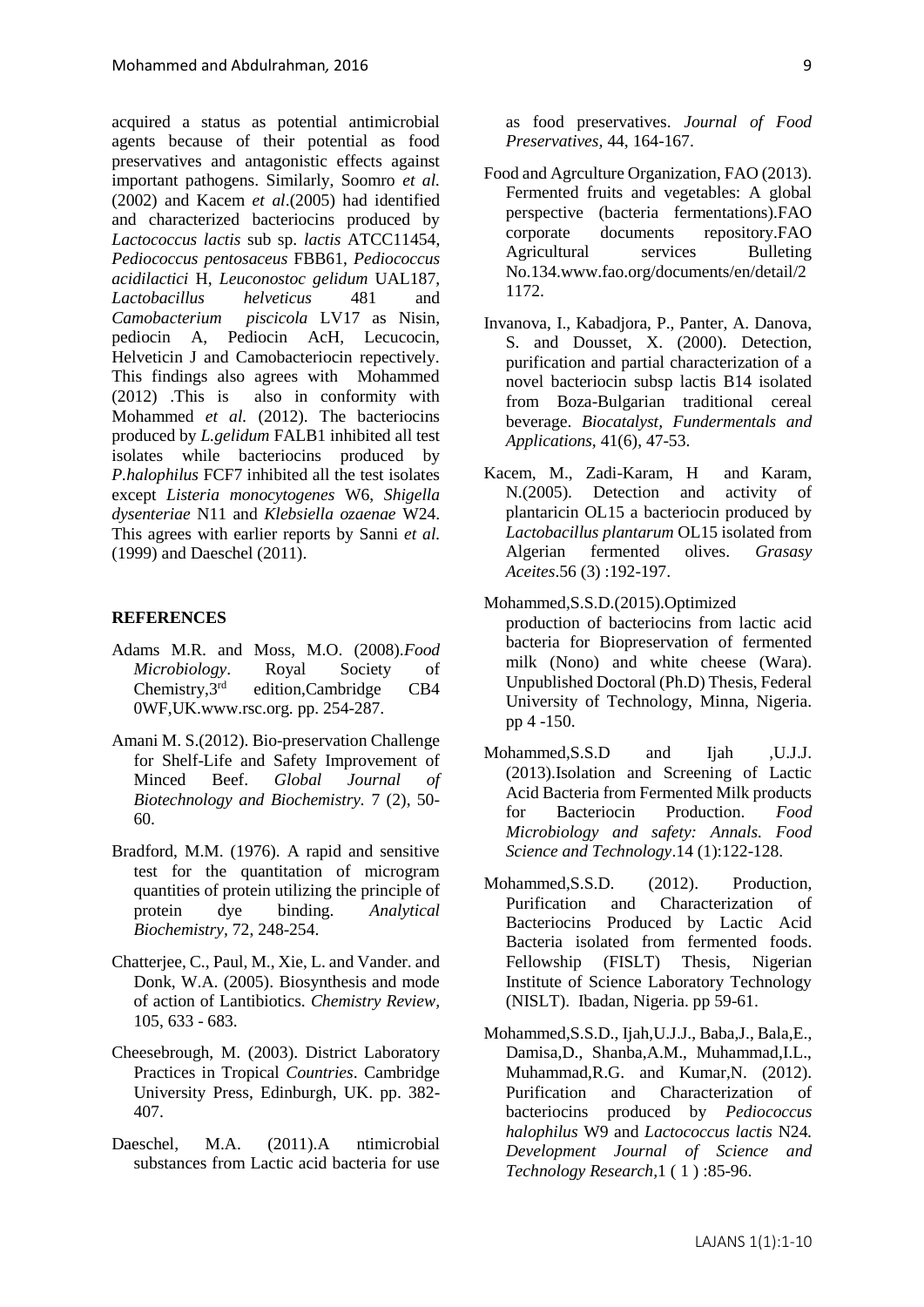acquired a status as potential antimicrobial agents because of their potential as food preservatives and antagonistic effects against important pathogens. Similarly, Soomro *et al.* (2002) and Kacem *et al*.(2005) had identified and characterized bacteriocins produced by *Lactococcus lactis* sub sp. *lactis* ATCC11454, *Pediococcus pentosaceus* FBB61, *Pediococcus acidilactici* H, *Leuconostoc gelidum* UAL187, *Lactobacillus helveticus* 481 and *Camobacterium piscicola* LV17 as Nisin, pediocin A, Pediocin AcH, Lecucocin, Helveticin J and Camobacteriocin repectively. This findings also agrees with Mohammed (2012) .This is also in conformity with Mohammed *et al.* (2012). The bacteriocins produced by *L.gelidum* FALB1 inhibited all test isolates while bacteriocins produced by *P.halophilus* FCF7 inhibited all the test isolates except *Listeria monocytogenes* W6, *Shigella dysenteriae* N11 and *Klebsiella ozaenae* W24. This agrees with earlier reports by Sanni *et al.* (1999) and Daeschel (2011).

## REFERENCES

Adams M.R. and Moss, M.O. (2008).*Food Microbiology*. Royal Society of Chemistry,3rd edition,Cambridge CB4 0WF,UK.www.rsc.org. pp. 254-287.

Amani M. S.(2012). Bio-preservation Challenge for Shelf-Life and Safety Improvement of Minced Beef. *Global Journal of Biotechnology and Biochemistry.* 7 (2), 50-60.

Bradford, M.M. (1976). A rapid and sensitive test for the quantitation of microgram quantities of protein utilizing the principle of protein dye binding. *Analytical Biochemistry*, 72, 248-254.

Chatterjee, C., Paul, M., Xie, L. and Vander. and Donk, W.A. (2005). Biosynthesis and mode of action of Lantibiotics. *Chemistry Review,* 105, 633 - 683.

Cheesebrough, M. (2003). District Laboratory Practices in Tropical *Countries*. Cambridge University Press, Edinburgh, UK. pp. 382-407.

Daeschel, M.A. (2011).A ntimicrobial substances from Lactic acid bacteria for use as food preservatives. *Journal of Food Preservatives,* 44, 164-167.

Food and Agrculture Organization, FAO (2013). Fermented fruits and vegetables: A global perspective (bacteria fermentations).FAO corporate documents repository.FAO Agricultural services Bulleting No.134.www.fao.org/documents/en/detail/21172.

Invanova, I., Kabadjora, P., Panter, A. Danova, S. and Dousset, X. (2000). Detection, purification and partial characterization of a novel bacteriocin subsp lactis B14 isolated from Boza-Bulgarian traditional cereal beverage. *Biocatalyst, Fundermentals and Applications,* 41(6), 47-53.

Kacem, M., Zadi-Karam, H and Karam, N.(2005). Detection and activity of plantaricin OL15 a bacteriocin produced by *Lactobacillus plantarum* OL15 isolated from Algerian fermented olives. *Grasasy Aceites*.56 (3) :192-197.

Mohammed,S.S.D.(2015).Optimized production of bacteriocins from lactic acid bacteria for Biopreservation of fermented milk (Nono) and white cheese (Wara). Unpublished Doctoral (Ph.D) Thesis, Federal University of Technology, Minna, Nigeria. pp 4 -150.

Mohammed,S.S.D and Ijah ,U.J.J. (2013).Isolation and Screening of Lactic Acid Bacteria from Fermented Milk products for Bacteriocin Production. *Food Microbiology and safety: Annals. Food Science and Technology*.14 (1):122-128.

Mohammed,S.S.D. (2012). Production, Purification and Characterization of Bacteriocins Produced by Lactic Acid Bacteria isolated from fermented foods. Fellowship (FISLT) Thesis, Nigerian Institute of Science Laboratory Technology (NISLT). Ibadan, Nigeria. pp 59-61.

Mohammed,S.S.D., Ijah,U.J.J., Baba,J., Bala,E., Damisa,D., Shanba,A.M., Muhammad,I.L., Muhammad,R.G. and Kumar,N. (2012). Purification and Characterization of bacteriocins produced by *Pediococcus halophilus* W9 and *Lactococcus lactis* N24*. Development Journal of Science and Technology Research,*1 ( 1 ) :85-96.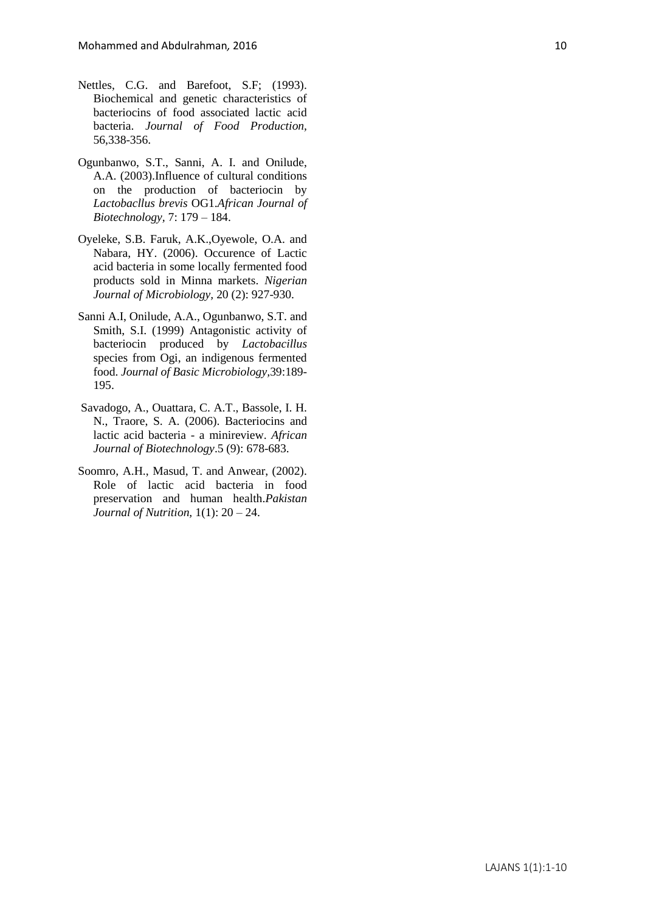Nettles, C.G. and Barefoot, S.F; (1993). Biochemical and genetic characteristics of bacteriocins of food associated lactic acid bacteria. *Journal of Food Production,* 56,338-356.

Ogunbanwo, S.T., Sanni, A. I. and Onilude, A.A. (2003).Influence of cultural conditions on the production of bacteriocin by *Lactobacllus brevis* OG1.*African Journal of Biotechnology,* 7: 179 – 184.

Oyeleke, S.B. Faruk, A.K.,Oyewole, O.A. and Nabara, HY. (2006). Occurence of Lactic acid bacteria in some locally fermented food products sold in Minna markets. *Nigerian Journal of Microbiology,* 20 (2): 927-930.

Sanni A.I, Onilude, A.A., Ogunbanwo, S.T. and Smith, S.I. (1999) Antagonistic activity of bacteriocin produced by *Lactobacillus* species from Ogi, an indigenous fermented food. *Journal of Basic Microbiology,*39:189-195.

Savadogo, A., Ouattara, C. A.T., Bassole, I. H. N., Traore, S. A. (2006). Bacteriocins and lactic acid bacteria - a minireview. *African Journal of Biotechnology*.5 (9): 678-683.

Soomro, A.H., Masud, T. and Anwear, (2002). Role of lactic acid bacteria in food preservation and human health.*Pakistan Journal of Nutrition,* 1(1): 20 – 24.